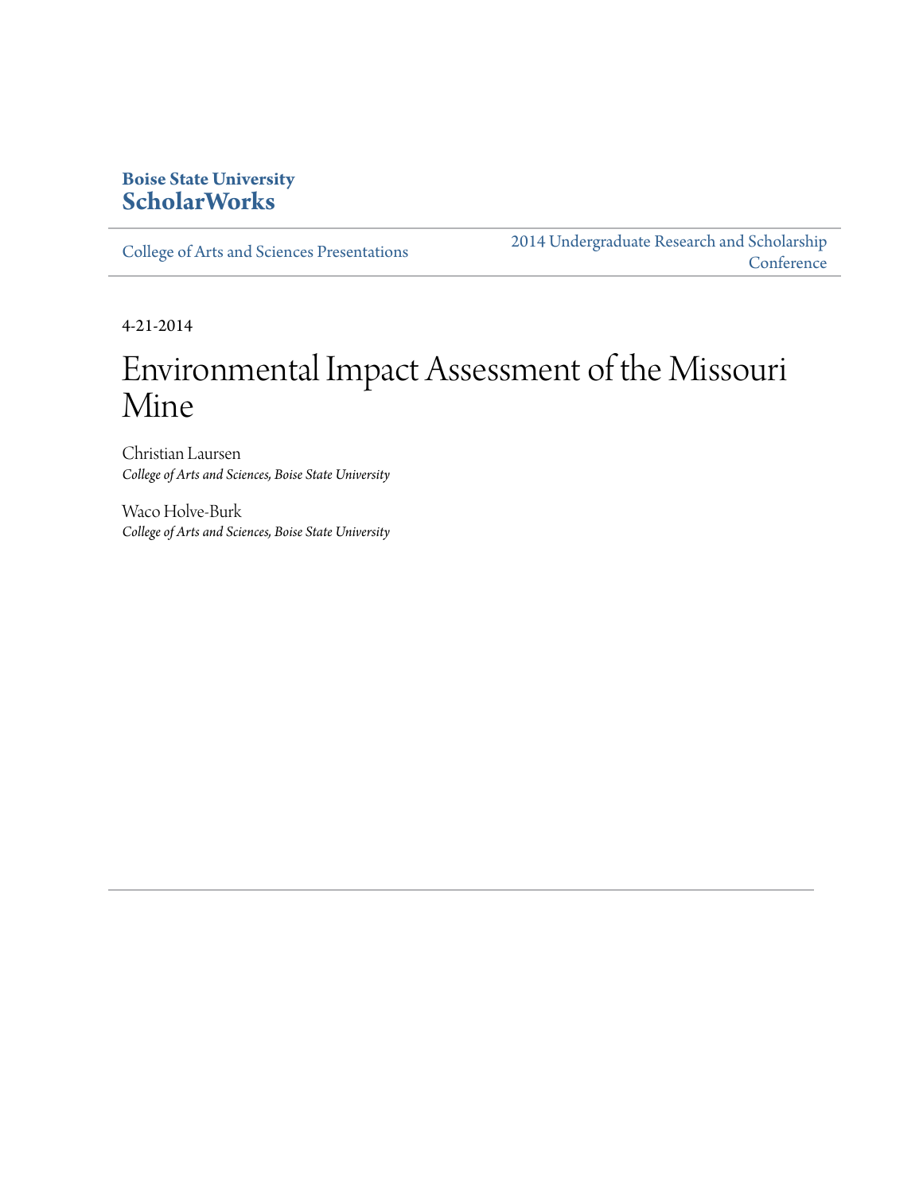**Boise State University**
**ScholarWorks**

College of Arts and Sciences Presentations | 2014 Undergraduate Research and Scholarship Conference

4-21-2014

# Environmental Impact Assessment of the Missouri Mine

Christian Laursen
*College of Arts and Sciences, Boise State University*

Waco Holve-Burk
*College of Arts and Sciences, Boise State University*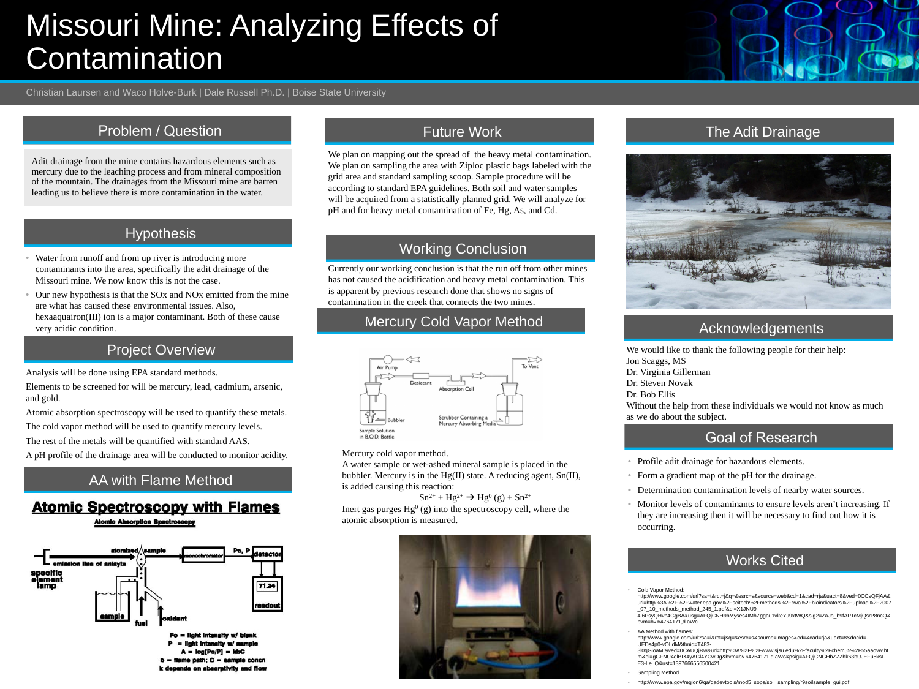# Missouri Mine: Analyzing Effects of Contamination

Christian Laursen and Waco Holve-Burk | Dale Russell Ph.D. | Boise State University

## Problem / Question

Adit drainage from the mine contains hazardous elements such as mercury due to the leaching process and from mineral composition of the mountain. The drainages from the Missouri mine are barren leading us to believe there is more contamination in the water.

## Hypothesis

- Water from runoff and from up river is introducing more contaminants into the area, specifically the adit drainage of the Missouri mine. We now know this is not the case.
- Our new hypothesis is that the SOx and NOx emitted from the mine are what has caused these environmental issues. Also, hexaaquairon(III) ion is a major contaminant. Both of these cause very acidic condition.

## Project Overview

Analysis will be done using EPA standard methods.

Elements to be screened for will be mercury, lead, cadmium, arsenic, and gold.

Atomic absorption spectroscopy will be used to quantify these metals.

The cold vapor method will be used to quantify mercury levels.

The rest of the metals will be quantified with standard AAS.

A pH profile of the drainage area will be conducted to monitor acidity.

## AA with Flame Method

**Atomic Spectroscopy with Flames**

Atomic Absorption Spectroscopy

specific element lamp

emission line of analyte

atomized sample

monochromator

Po, P

detector

71.34

readout

sample

fuel

oxidant

Po = light intensity w/ blank

P = light intensity w/ sample

A = log[Po/P] = kbC

b = flame path; C = sample concn

k depends on absorptivity and flow

## Future Work

We plan on mapping out the spread of the heavy metal contamination. We plan on sampling the area with Ziploc plastic bags labeled with the grid area and standard sampling scoop. Sample procedure will be according to standard EPA guidelines. Both soil and water samples will be acquired from a statistically planned grid. We will analyze for pH and for heavy metal contamination of Fe, Hg, As, and Cd.

## Working Conclusion

Currently our working conclusion is that the run off from other mines has not caused the acidification and heavy metal contamination. This is apparent by previous research done that shows no signs of contamination in the creek that connects the two mines.

## Mercury Cold Vapor Method

Air Pump

Desiccant

Absorption Cell

To Vent

Bubbler

Scrubber Containing a Mercury Absorbing Media

Sample Solution in B.O.D. Bottle

Mercury cold vapor method.

A water sample or wet-ashed mineral sample is placed in the bubbler. Mercury is in the Hg(II) state. A reducing agent, Sn(II), is added causing this reaction:

$$Sn^{2+} + Hg^{2+} \rightarrow Hg^{0}\ (g) + Sn^{2+}$$

Inert gas purges $Hg^{0}$ (g) into the spectroscopy cell, where the atomic absorption is measured.

## The Adit Drainage

## Acknowledgements

We would like to thank the following people for their help:

Jon Scaggs, MS

Dr. Virginia Gillerman

Dr. Steven Novak

Dr. Bob Ellis

Without the help from these individuals we would not know as much as we do about the subject.

## Goal of Research

- Profile adit drainage for hazardous elements.
- Form a gradient map of the pH for the drainage.
- Determination contamination levels of nearby water sources.
- Monitor levels of contaminants to ensure levels aren't increasing. If they are increasing then it will be necessary to find out how it is occurring.

## Works Cited

- Cold Vapor Method: http://www.google.com/url?sa=t&rct=j&q=&esrc=s&source=web&cd=1&cad=rja&uact=8&ved=0CCsQFjAA&url=http%3A%2F%2Fwater.epa.gov%2Fscitech%2Fmethods%2Fcwa%2Fbioindicators%2Fupload%2F2007_07_10_methods_method_245_1.pdf&ei=X1JNU9-4I6PsyQHvh4GgBA&usg=AFQjCNH9bMyses4IMhZggau1vkeYJ9xtWQ&sig2=ZaJo_b9fAPTcMjQsrP8ncQ&bvm=bv.64764171,d.aWc
- AA Method with flames: http://www.google.com/url?sa=i&rct=j&q=&esrc=s&source=images&cd=&cad=rja&uact=8&docid=-UEDs4p0-vOLdM&tbnid=T483-3l0qGioaM:&ved=0CAUQjRw&url=http%3A%2F%2Fwww.sjsu.edu%2Ffaculty%2Fchem55%2F55aaovw.html&ei=gGFNU4eIBIX4yAGI4YCwDg&bvm=bv.64764171,d.aWc&psig=AFQjCNGHbZZZhk63bUJEFu5ksI-E3-Le_Q&ust=1397665556500421
- Sampling Method
- http://www.epa.gov/region6/qa/qadevtools/mod5_sops/soil_sampling/r9soilsample_gui.pdf